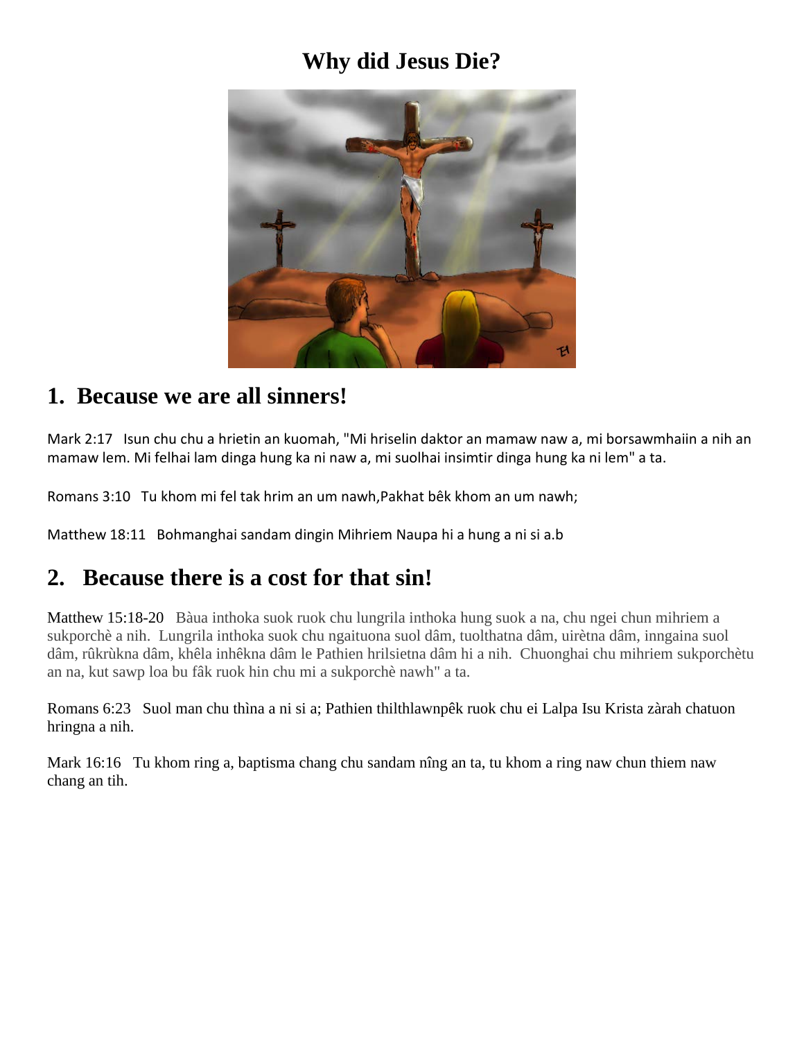# Why did Jesus Die?

## 1. Because we are all sinners!

Mark 2:17 Isun chu chu a hrietin an kuomah, "Mi hriselin daktor an mamaw naw a, mi borsawmhaiin a nih an mamaw lem. Mi felhai lam dinga hung ka ni naw a, mi suolhai insimtir dinga hung ka ni lem" a ta.

Romans 3:10 Tu khom mi fel tak hrim an um nawh,Pakhat bêk khom an um nawh;

Matthew 18:11 Bohmanghai sandam dingin Mihriem Naupa hi a hung a ni si a.b

## 2. Because there is a cost for that sin!

Matthew 15:18-20 Bàua inthoka suok ruok chu lungrila inthoka hung suok a na, chu ngei chun mihriem a sukporchè a nih. Lungrila inthoka suok chu ngaituona suol dâm, tuolthatna dâm, uirètna dâm, inngaina suol dâm, rûkrùkna dâm, khêla inhêkna dâm le Pathien hrilsietna dâm hi a nih. Chuonghai chu mihriem sukporchètu an na, kut sawp loa bu fâk ruok hin chu mi a sukporchè nawh" a ta.

Romans 6:23 Suol man chu thìna a ni si a; Pathien thilthlawnpêk ruok chu ei Lalpa Isu Krista zàrah chatuon hringna a nih.

Mark 16:16 Tu khom ring a, baptisma chang chu sandam nîng an ta, tu khom a ring naw chun thiem naw chang an tih.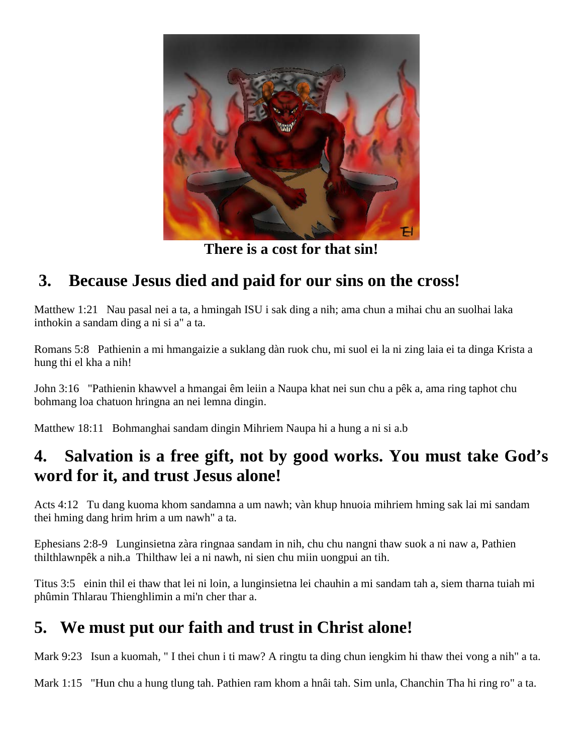**There is a cost for that sin!**

## 3. Because Jesus died and paid for our sins on the cross!

Matthew 1:21 Nau pasal nei a ta, a hmingah ISU i sak ding a nih; ama chun a mihai chu an suolhai laka inthokin a sandam ding a ni si a" a ta.

Romans 5:8 Pathienin a mi hmangaizie a suklang dàn ruok chu, mi suol ei la ni zing laia ei ta dinga Krista a hung thi el kha a nih!

John 3:16 "Pathienin khawvel a hmangai êm leiin a Naupa khat nei sun chu a pêk a, ama ring taphot chu bohmang loa chatuon hringna an nei lemna dingin.

Matthew 18:11 Bohmanghai sandam dingin Mihriem Naupa hi a hung a ni si a.b

## 4. Salvation is a free gift, not by good works. You must take God's word for it, and trust Jesus alone!

Acts 4:12 Tu dang kuoma khom sandamna a um nawh; vàn khup hnuoia mihriem hming sak lai mi sandam thei hming dang hrim hrim a um nawh" a ta.

Ephesians 2:8-9 Lunginsietna zàra ringnaa sandam in nih, chu chu nangni thaw suok a ni naw a, Pathien thilthlawnpêk a nih.a Thilthaw lei a ni nawh, ni sien chu miin uongpui an tih.

Titus 3:5 einin thil ei thaw that lei ni loin, a lunginsietna lei chauhin a mi sandam tah a, siem tharna tuiah mi phûmin Thlarau Thienghlimin a mi'n cher thar a.

## 5. We must put our faith and trust in Christ alone!

Mark 9:23 Isun a kuomah, " I thei chun i ti maw? A ringtu ta ding chun iengkim hi thaw thei vong a nih" a ta.

Mark 1:15 "Hun chu a hung tlung tah. Pathien ram khom a hnâi tah. Sim unla, Chanchin Tha hi ring ro" a ta.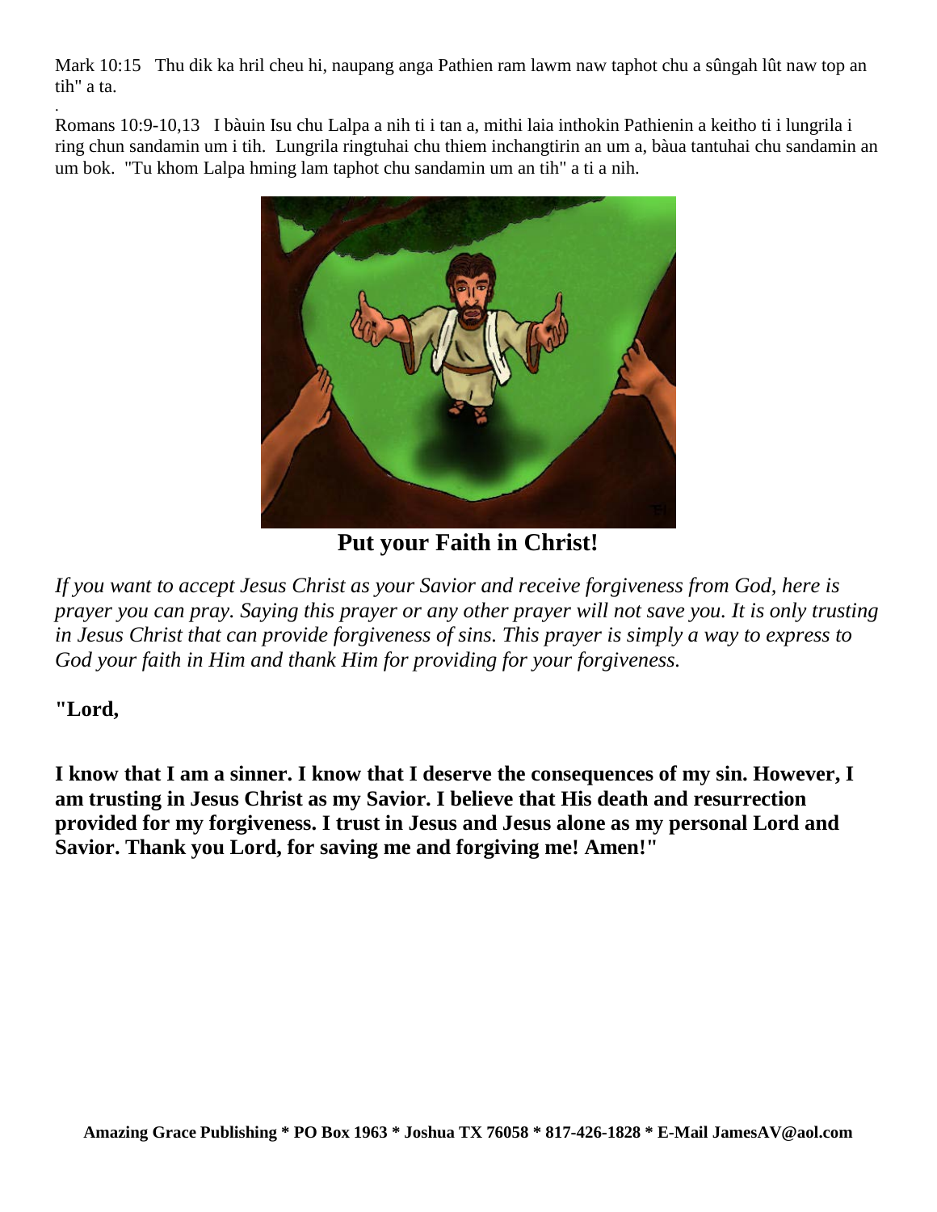Mark 10:15   Thu dik ka hril cheu hi, naupang anga Pathien ram lawm naw taphot chu a sûngah lût naw top an tih" a ta.

.

Romans 10:9-10,13   I bàuin Isu chu Lalpa a nih ti i tan a, mithi laia inthokin Pathienin a keitho ti i lungrila i ring chun sandamin um i tih.  Lungrila ringtuhai chu thiem inchangtirin an um a, bàua tantuhai chu sandamin an um bok.  "Tu khom Lalpa hming lam taphot chu sandamin um an tih" a ti a nih.

**Put your Faith in Christ!**

*If you want to accept Jesus Christ as your Savior and receive forgiveness from God, here is prayer you can pray. Saying this prayer or any other prayer will not save you. It is only trusting in Jesus Christ that can provide forgiveness of sins. This prayer is simply a way to express to God your faith in Him and thank Him for providing for your forgiveness.*

**"Lord,**

**I know that I am a sinner. I know that I deserve the consequences of my sin. However, I am trusting in Jesus Christ as my Savior. I believe that His death and resurrection provided for my forgiveness. I trust in Jesus and Jesus alone as my personal Lord and Savior. Thank you Lord, for saving me and forgiving me! Amen!"**

**Amazing Grace Publishing * PO Box 1963 * Joshua TX 76058 * 817-426-1828 * E-Mail JamesAV@aol.com**